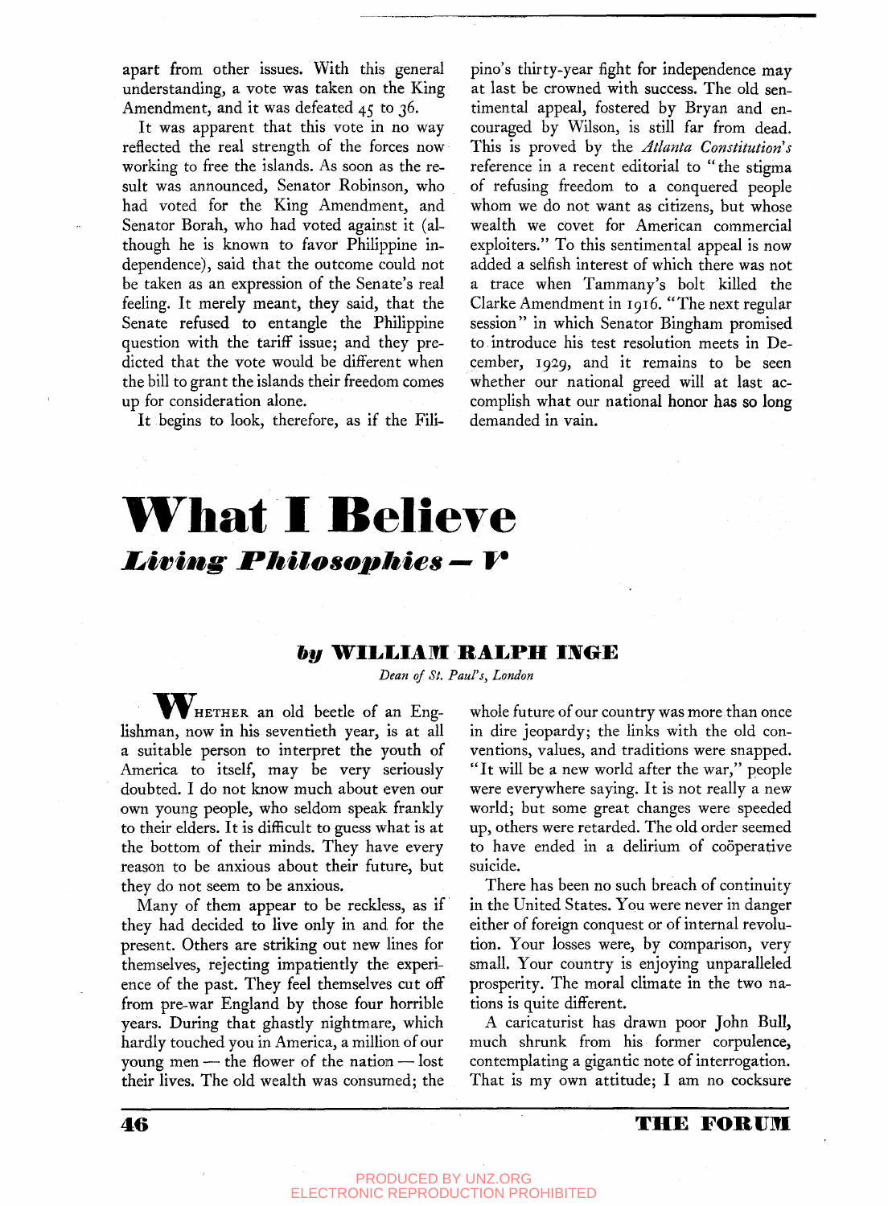apart from other issues. With this general understanding, a vote was taken on the King Amendment, and it was defeated 45 to 36.

It was apparent that this vote in no way reflected the real strength of the forces now working to free the islands. As soon as the result was announced, Senator Robinson, who had voted for the King Amendment, and Senator Borah, who had voted against it (although he is known to favor Philippine independence), said that the outcome could not be taken as an expression of the Senate's real feeling. It merely meant, they said, that the Senate refused to entangle the Philippine question with the tariff issue; and they predicted that the vote would be different when the bill to grant the islands their freedom comes up for consideration alone.

It begins to look, therefore, as if the Filipino's thirty-year fight for independence may at last be crowned with success. The old sentimental appeal, fostered by Bryan and encouraged by Wilson, is still far from dead. This is proved by the *Atlanta Constitution's* reference in a recent editorial to "the stigma of refusing freedom to a conquered people whom we do not want as citizens, but whose wealth we covet for American commercial exploiters." To this sentimental appeal is now added a selfish interest of which there was not a trace when Tammany's bolt killed the Clarke Amendment in 1916. "The next regular session" in which Senator Bingham promised to introduce his test resolution meets in December, 1929, and it remains to be seen whether our national greed will at last accomplish what our national honor has so long demanded in vain.

# What I Believe

## *Living Philosophies — V*

### *by* WILLIAM RALPH INGE

*Dean of St. Paul's, London*

Whether an old beetle of an Englishman, now in his seventieth year, is at all a suitable person to interpret the youth of America to itself, may be very seriously doubted. I do not know much about even our own young people, who seldom speak frankly to their elders. It is difficult to guess what is at the bottom of their minds. They have every reason to be anxious about their future, but they do not seem to be anxious.

Many of them appear to be reckless, as if they had decided to live only in and for the present. Others are striking out new lines for themselves, rejecting impatiently the experience of the past. They feel themselves cut off from pre-war England by those four horrible years. During that ghastly nightmare, which hardly touched you in America, a million of our young men — the flower of the nation — lost their lives. The old wealth was consumed; the whole future of our country was more than once in dire jeopardy; the links with the old conventions, values, and traditions were snapped. "It will be a new world after the war," people were everywhere saying. It is not really a new world; but some great changes were speeded up, others were retarded. The old order seemed to have ended in a delirium of coöperative suicide.

There has been no such breach of continuity in the United States. You were never in danger either of foreign conquest or of internal revolution. Your losses were, by comparison, very small. Your country is enjoying unparalleled prosperity. The moral climate in the two nations is quite different.

A caricaturist has drawn poor John Bull, much shrunk from his former corpulence, contemplating a gigantic note of interrogation. That is my own attitude; I am no cocksure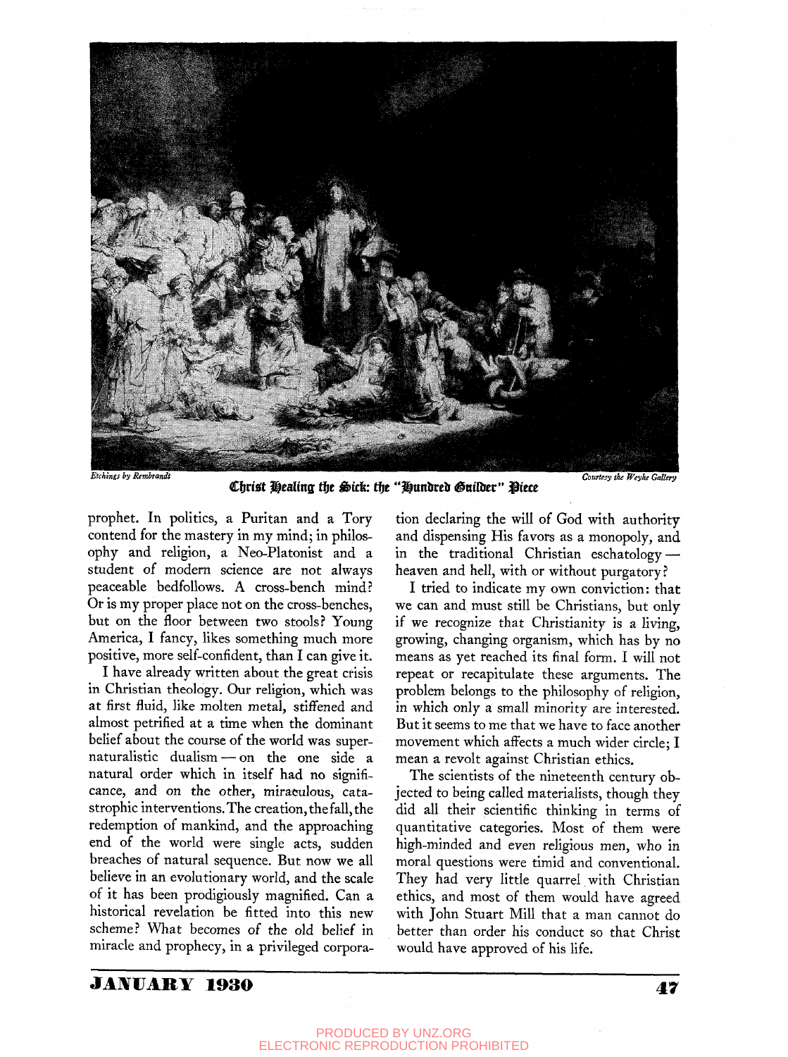*Etchings by Rembrandt* *Courtesy the Weyhe Gallery*

**Christ Healing the Sick: the "Hundred Guilder" Piece**

prophet. In politics, a Puritan and a Tory contend for the mastery in my mind; in philosophy and religion, a Neo-Platonist and a student of modern science are not always peaceable bedfollows. A cross-bench mind? Or is my proper place not on the cross-benches, but on the floor between two stools? Young America, I fancy, likes something much more positive, more self-confident, than I can give it.

I have already written about the great crisis in Christian theology. Our religion, which was at first fluid, like molten metal, stiffened and almost petrified at a time when the dominant belief about the course of the world was supernaturalistic dualism — on the one side a natural order which in itself had no significance, and on the other, miraculous, catastrophic interventions. The creation, the fall, the redemption of mankind, and the approaching end of the world were single acts, sudden breaches of natural sequence. But now we all believe in an evolutionary world, and the scale of it has been prodigiously magnified. Can a historical revelation be fitted into this new scheme? What becomes of the old belief in miracle and prophecy, in a privileged corporation declaring the will of God with authority and dispensing His favors as a monopoly, and in the traditional Christian eschatology — heaven and hell, with or without purgatory?

I tried to indicate my own conviction: that we can and must still be Christians, but only if we recognize that Christianity is a living, growing, changing organism, which has by no means as yet reached its final form. I will not repeat or recapitulate these arguments. The problem belongs to the philosophy of religion, in which only a small minority are interested. But it seems to me that we have to face another movement which affects a much wider circle; I mean a revolt against Christian ethics.

The scientists of the nineteenth century objected to being called materialists, though they did all their scientific thinking in terms of quantitative categories. Most of them were high-minded and even religious men, who in moral questions were timid and conventional. They had very little quarrel with Christian ethics, and most of them would have agreed with John Stuart Mill that a man cannot do better than order his conduct so that Christ would have approved of his life.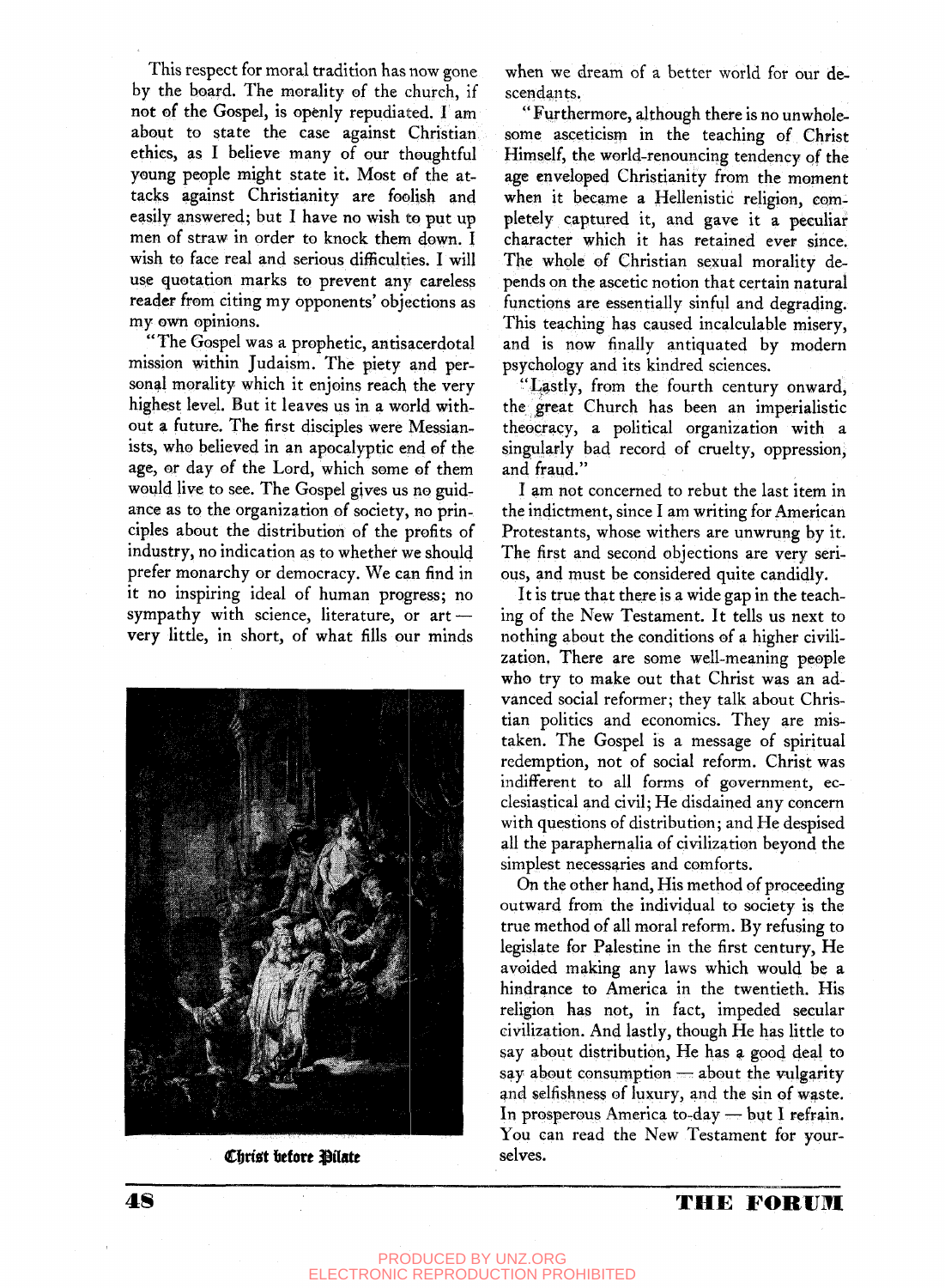This respect for moral tradition has now gone by the board. The morality of the church, if not of the Gospel, is openly repudiated. I am about to state the case against Christian ethics, as I believe many of our thoughtful young people might state it. Most of the attacks against Christianity are foolish and easily answered; but I have no wish to put up men of straw in order to knock them down. I wish to face real and serious difficulties. I will use quotation marks to prevent any careless reader from citing my opponents' objections as my own opinions.

"The Gospel was a prophetic, antisacerdotal mission within Judaism. The piety and personal morality which it enjoins reach the very highest level. But it leaves us in a world without a future. The first disciples were Messianists, who believed in an apocalyptic end of the age, or day of the Lord, which some of them would live to see. The Gospel gives us no guidance as to the organization of society, no principles about the distribution of the profits of industry, no indication as to whether we should prefer monarchy or democracy. We can find in it no inspiring ideal of human progress; no sympathy with science, literature, or art — very little, in short, of what fills our minds when we dream of a better world for our descendants.

"Furthermore, although there is no unwholesome asceticism in the teaching of Christ Himself, the world-renouncing tendency of the age enveloped Christianity from the moment when it became a Hellenistic religion, completely captured it, and gave it a peculiar character which it has retained ever since. The whole of Christian sexual morality depends on the ascetic notion that certain natural functions are essentially sinful and degrading. This teaching has caused incalculable misery, and is now finally antiquated by modern psychology and its kindred sciences.

"Lastly, from the fourth century onward, the great Church has been an imperialistic theocracy, a political organization with a singularly bad record of cruelty, oppression, and fraud."

Christ before Pilate

I am not concerned to rebut the last item in the indictment, since I am writing for American Protestants, whose withers are unwrung by it. The first and second objections are very serious, and must be considered quite candidly.

It is true that there is a wide gap in the teaching of the New Testament. It tells us next to nothing about the conditions of a higher civilization. There are some well-meaning people who try to make out that Christ was an advanced social reformer; they talk about Christian politics and economics. They are mistaken. The Gospel is a message of spiritual redemption, not of social reform. Christ was indifferent to all forms of government, ecclesiastical and civil; He disdained any concern with questions of distribution; and He despised all the paraphernalia of civilization beyond the simplest necessaries and comforts.

On the other hand, His method of proceeding outward from the individual to society is the true method of all moral reform. By refusing to legislate for Palestine in the first century, He avoided making any laws which would be a hindrance to America in the twentieth. His religion has not, in fact, impeded secular civilization. And lastly, though He has little to say about distribution, He has a good deal to say about consumption — about the vulgarity and selfishness of luxury, and the sin of waste. In prosperous America to-day — but I refrain. You can read the New Testament for yourselves.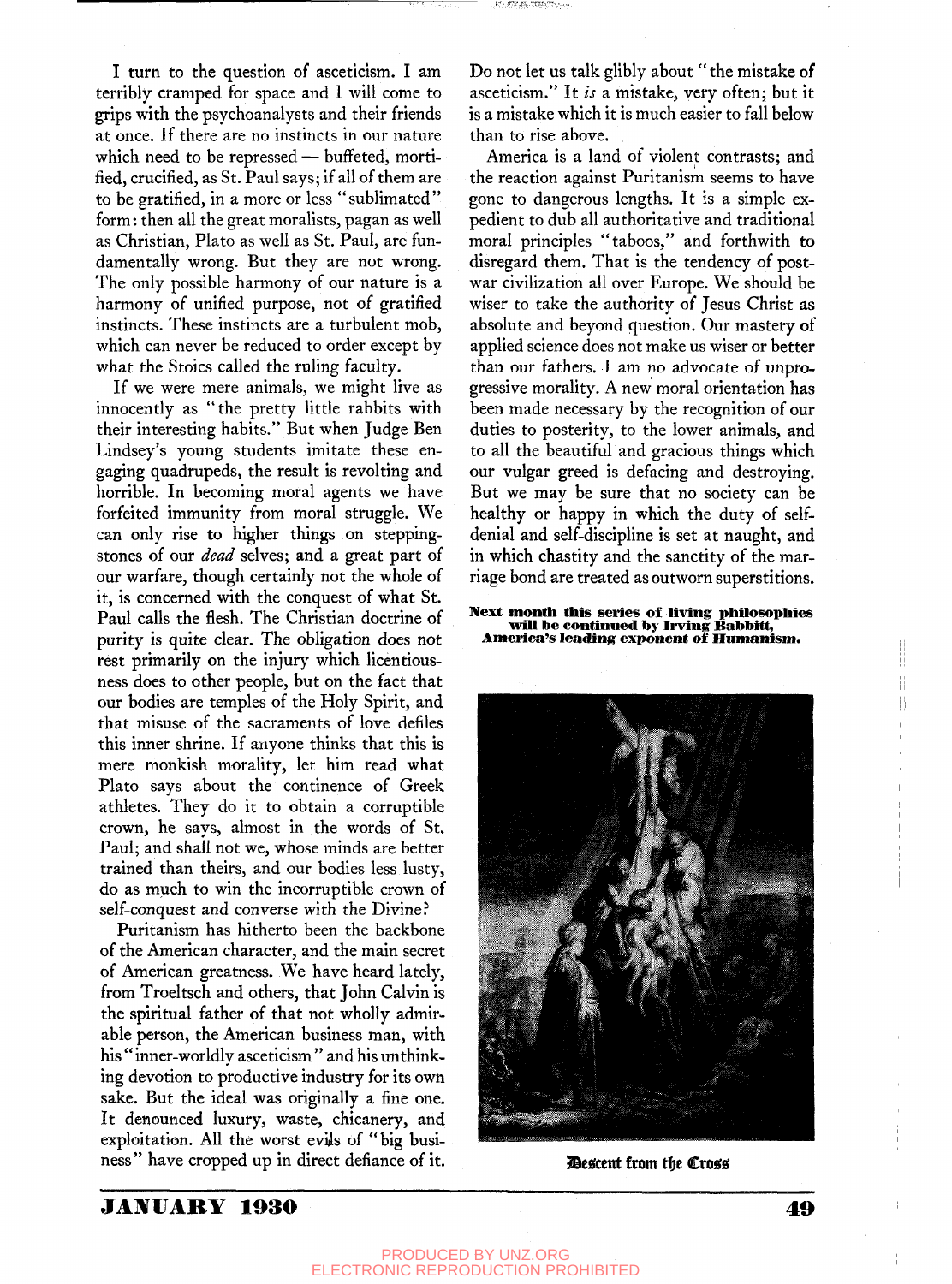I turn to the question of asceticism. I am terribly cramped for space and I will come to grips with the psychoanalysts and their friends at once. If there are no instincts in our nature which need to be repressed — buffeted, mortified, crucified, as St. Paul says; if all of them are to be gratified, in a more or less "sublimated" form: then all the great moralists, pagan as well as Christian, Plato as well as St. Paul, are fundamentally wrong. But they are not wrong. The only possible harmony of our nature is a harmony of unified purpose, not of gratified instincts. These instincts are a turbulent mob, which can never be reduced to order except by what the Stoics called the ruling faculty.

If we were mere animals, we might live as innocently as "the pretty little rabbits with their interesting habits." But when Judge Ben Lindsey's young students imitate these engaging quadrupeds, the result is revolting and horrible. In becoming moral agents we have forfeited immunity from moral struggle. We can only rise to higher things on stepping-stones of our *dead* selves; and a great part of our warfare, though certainly not the whole of it, is concerned with the conquest of what St. Paul calls the flesh. The Christian doctrine of purity is quite clear. The obligation does not rest primarily on the injury which licentiousness does to other people, but on the fact that our bodies are temples of the Holy Spirit, and that misuse of the sacraments of love defiles this inner shrine. If anyone thinks that this is mere monkish morality, let him read what Plato says about the continence of Greek athletes. They do it to obtain a corruptible crown, he says, almost in the words of St. Paul; and shall not we, whose minds are better trained than theirs, and our bodies less lusty, do as much to win the incorruptible crown of self-conquest and converse with the Divine?

Puritanism has hitherto been the backbone of the American character, and the main secret of American greatness. We have heard lately, from Troeltsch and others, that John Calvin is the spiritual father of that not wholly admirable person, the American business man, with his "inner-worldly asceticism" and his unthinking devotion to productive industry for its own sake. But the ideal was originally a fine one. It denounced luxury, waste, chicanery, and exploitation. All the worst evils of "big business" have cropped up in direct defiance of it. Do not let us talk glibly about "the mistake of asceticism." It *is* a mistake, very often; but it is a mistake which it is much easier to fall below than to rise above.

America is a land of violent contrasts; and the reaction against Puritanism seems to have gone to dangerous lengths. It is a simple expedient to dub all authoritative and traditional moral principles "taboos," and forthwith to disregard them. That is the tendency of post-war civilization all over Europe. We should be wiser to take the authority of Jesus Christ as absolute and beyond question. Our mastery of applied science does not make us wiser or better than our fathers. I am no advocate of unprogressive morality. A new moral orientation has been made necessary by the recognition of our duties to posterity, to the lower animals, and to all the beautiful and gracious things which our vulgar greed is defacing and destroying. But we may be sure that no society can be healthy or happy in which the duty of self-denial and self-discipline is set at naught, and in which chastity and the sanctity of the marriage bond are treated as outworn superstitions.

**Next month this series of living philosophies will be continued by Irving Babbitt, America's leading exponent of Humanism.**

Descent from the Cross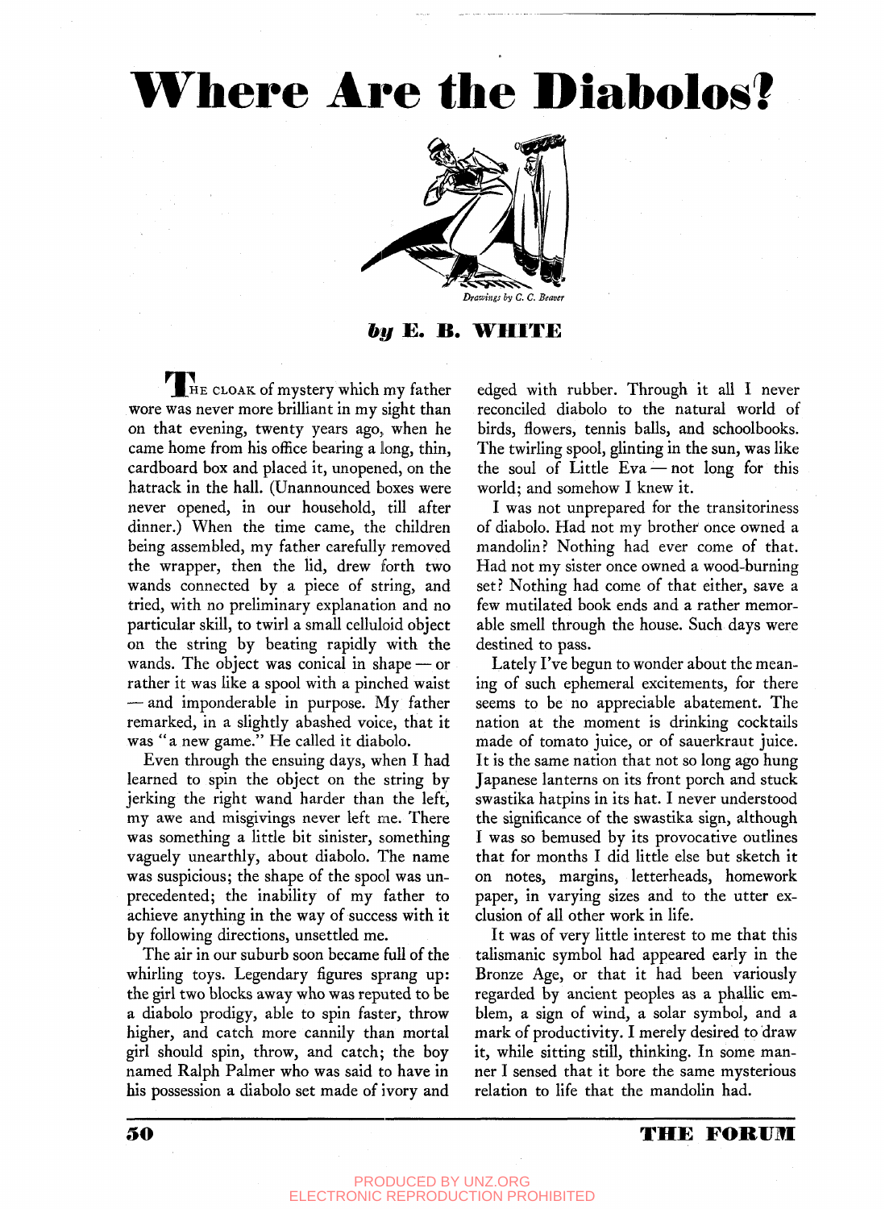# Where Are the Diabolos?

*Drawings by C. C. Beaver*

**by E. B. WHITE**

The cloak of mystery which my father wore was never more brilliant in my sight than on that evening, twenty years ago, when he came home from his office bearing a long, thin, cardboard box and placed it, unopened, on the hatrack in the hall. (Unannounced boxes were never opened, in our household, till after dinner.) When the time came, the children being assembled, my father carefully removed the wrapper, then the lid, drew forth two wands connected by a piece of string, and tried, with no preliminary explanation and no particular skill, to twirl a small celluloid object on the string by beating rapidly with the wands. The object was conical in shape — or rather it was like a spool with a pinched waist — and imponderable in purpose. My father remarked, in a slightly abashed voice, that it was "a new game." He called it diabolo.

Even through the ensuing days, when I had learned to spin the object on the string by jerking the right wand harder than the left, my awe and misgivings never left me. There was something a little bit sinister, something vaguely unearthly, about diabolo. The name was suspicious; the shape of the spool was unprecedented; the inability of my father to achieve anything in the way of success with it by following directions, unsettled me.

The air in our suburb soon became full of the whirling toys. Legendary figures sprang up: the girl two blocks away who was reputed to be a diabolo prodigy, able to spin faster, throw higher, and catch more cannily than mortal girl should spin, throw, and catch; the boy named Ralph Palmer who was said to have in his possession a diabolo set made of ivory and edged with rubber. Through it all I never reconciled diabolo to the natural world of birds, flowers, tennis balls, and schoolbooks. The twirling spool, glinting in the sun, was like the soul of Little Eva — not long for this world; and somehow I knew it.

I was not unprepared for the transitoriness of diabolo. Had not my brother once owned a mandolin? Nothing had ever come of that. Had not my sister once owned a wood-burning set? Nothing had come of that either, save a few mutilated book ends and a rather memorable smell through the house. Such days were destined to pass.

Lately I've begun to wonder about the meaning of such ephemeral excitements, for there seems to be no appreciable abatement. The nation at the moment is drinking cocktails made of tomato juice, or of sauerkraut juice. It is the same nation that not so long ago hung Japanese lanterns on its front porch and stuck swastika hatpins in its hat. I never understood the significance of the swastika sign, although I was so bemused by its provocative outlines that for months I did little else but sketch it on notes, margins, letterheads, homework paper, in varying sizes and to the utter exclusion of all other work in life.

It was of very little interest to me that this talismanic symbol had appeared early in the Bronze Age, or that it had been variously regarded by ancient peoples as a phallic emblem, a sign of wind, a solar symbol, and a mark of productivity. I merely desired to draw it, while sitting still, thinking. In some manner I sensed that it bore the same mysterious relation to life that the mandolin had.